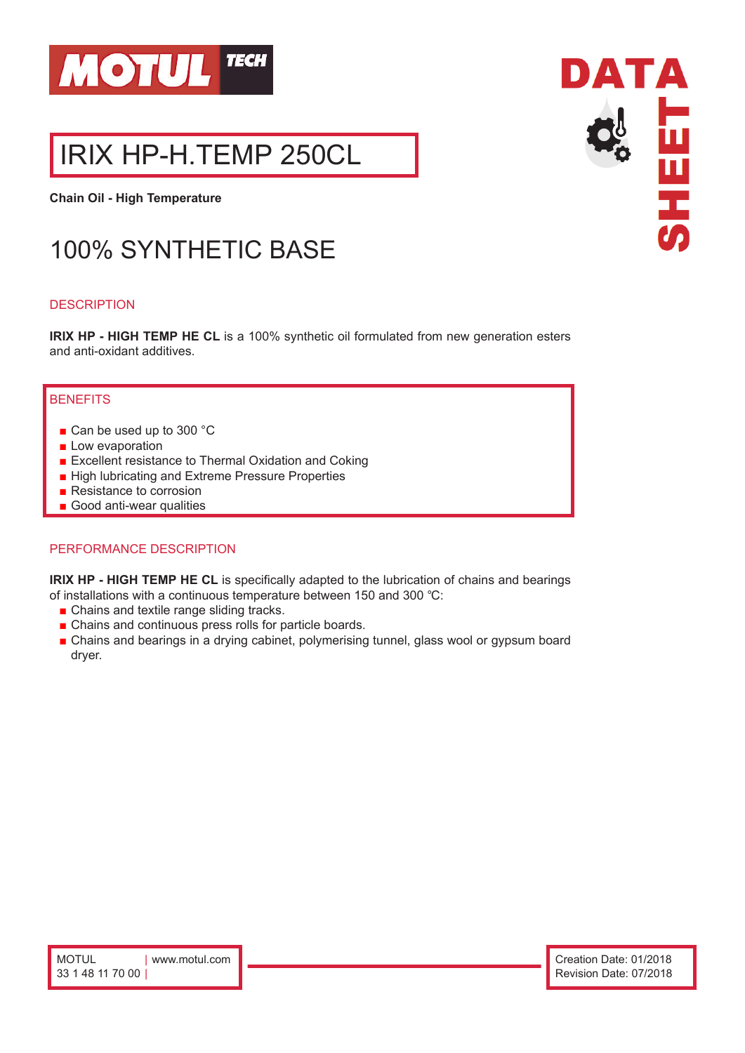# IRIX HP-H.TEMP 250CL

**Chain Oil - High Temperature**

## 100% SYNTHETIC BASE

### DESCRIPTION

**IRIX HP - HIGH TEMP HE CL** is a 100% synthetic oil formulated from new generation esters and anti-oxidant additives.

### BENEFITS

- Can be used up to 300 °C
- Low evaporation
- Excellent resistance to Thermal Oxidation and Coking
- High lubricating and Extreme Pressure Properties
- Resistance to corrosion
- Good anti-wear qualities

### PERFORMANCE DESCRIPTION

**IRIX HP - HIGH TEMP HE CL** is specifically adapted to the lubrication of chains and bearings of installations with a continuous temperature between 150 and 300 ℃:

- Chains and textile range sliding tracks.
- Chains and continuous press rolls for particle boards.
- Chains and bearings in a drying cabinet, polymerising tunnel, glass wool or gypsum board dryer.

MOTUL | www.motul.com
33 1 48 11 70 00 |

Creation Date: 01/2018
Revision Date: 07/2018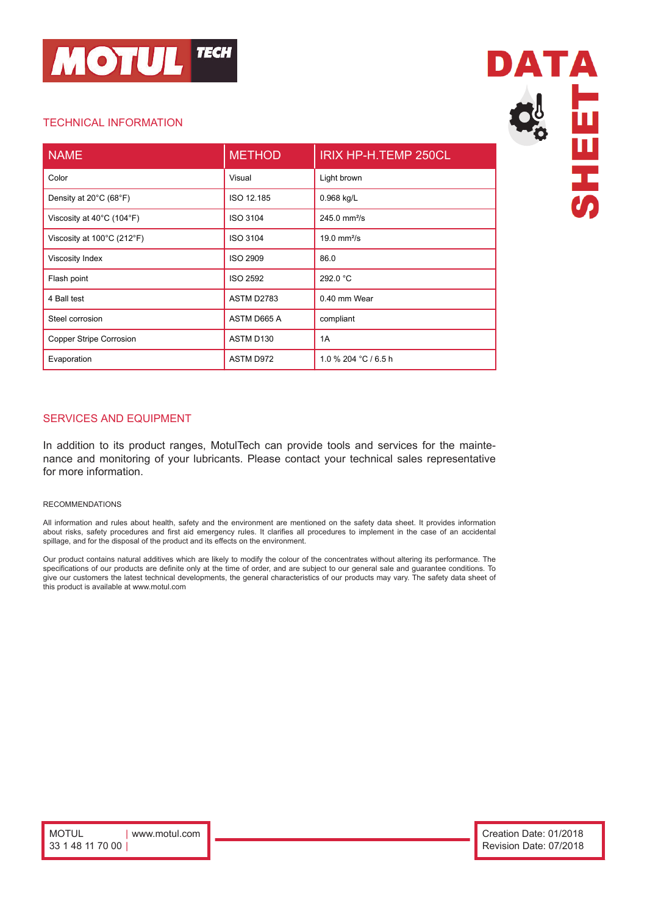## TECHNICAL INFORMATION

| NAME | METHOD | IRIX HP-H.TEMP 250CL |
|---|---|---|
| Color | Visual | Light brown |
| Density at 20°C (68°F) | ISO 12.185 | 0.968 kg/L |
| Viscosity at 40°C (104°F) | ISO 3104 | 245.0 mm²/s |
| Viscosity at 100°C (212°F) | ISO 3104 | 19.0 mm²/s |
| Viscosity Index | ISO 2909 | 86.0 |
| Flash point | ISO 2592 | 292.0 °C |
| 4 Ball test | ASTM D2783 | 0.40 mm Wear |
| Steel corrosion | ASTM D665 A | compliant |
| Copper Stripe Corrosion | ASTM D130 | 1A |
| Evaporation | ASTM D972 | 1.0 % 204 °C / 6.5 h |

## SERVICES AND EQUIPMENT

In addition to its product ranges, MotulTech can provide tools and services for the maintenance and monitoring of your lubricants. Please contact your technical sales representative for more information.

### RECOMMENDATIONS

All information and rules about health, safety and the environment are mentioned on the safety data sheet. It provides information about risks, safety procedures and first aid emergency rules. It clarifies all procedures to implement in the case of an accidental spillage, and for the disposal of the product and its effects on the environment.

Our product contains natural additives which are likely to modify the colour of the concentrates without altering its performance. The specifications of our products are definite only at the time of order, and are subject to our general sale and guarantee conditions. To give our customers the latest technical developments, the general characteristics of our products may vary. The safety data sheet of this product is available at www.motul.com

MOTUL | www.motul.com
33 1 48 11 70 00

Creation Date: 01/2018
Revision Date: 07/2018